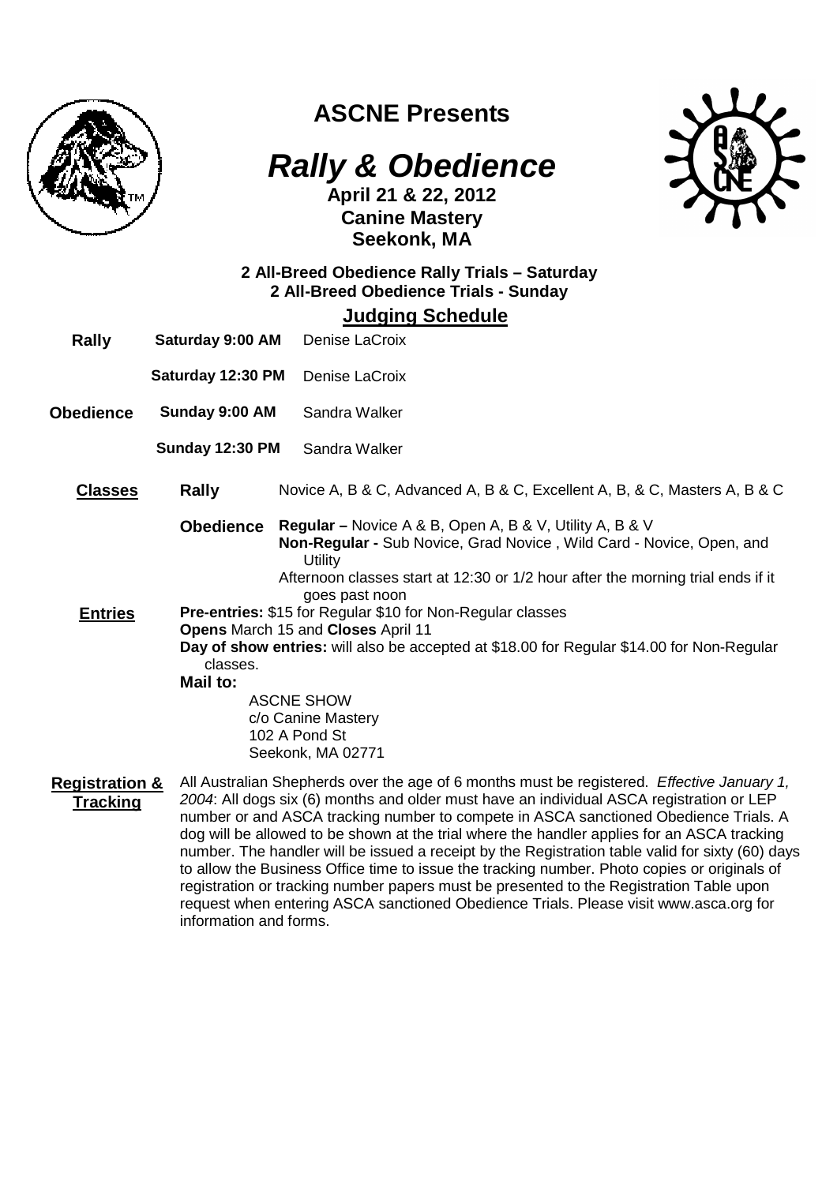# ASCNE Presents

## *Rally & Obedience*

**April 21 & 22, 2012**
**Canine Mastery**
**Seekonk, MA**

**2 All-Breed Obedience Rally Trials – Saturday**
**2 All-Breed Obedience Trials - Sunday**

### Judging Schedule

| | | |
|---|---|---|
| **Rally** | **Saturday 9:00 AM** | Denise LaCroix |
| | **Saturday 12:30 PM** | Denise LaCroix |
| **Obedience** | **Sunday 9:00 AM** | Sandra Walker |
| | **Sunday 12:30 PM** | Sandra Walker |

**Classes**

**Rally** Novice A, B & C, Advanced A, B & C, Excellent A, B, & C, Masters A, B & C

**Obedience** **Regular –** Novice A & B, Open A, B & V, Utility A, B & V
**Non-Regular -** Sub Novice, Grad Novice , Wild Card - Novice, Open, and Utility
Afternoon classes start at 12:30 or 1/2 hour after the morning trial ends if it goes past noon

**Entries**

**Pre-entries:** $15 for Regular $10 for Non-Regular classes
**Opens** March 15 and **Closes** April 11
**Day of show entries:** will also be accepted at $18.00 for Regular $14.00 for Non-Regular classes.
**Mail to:**

ASCNE SHOW
c/o Canine Mastery
102 A Pond St
Seekonk, MA 02771

**Registration & Tracking**

All Australian Shepherds over the age of 6 months must be registered. *Effective January 1, 2004*: All dogs six (6) months and older must have an individual ASCA registration or LEP number or and ASCA tracking number to compete in ASCA sanctioned Obedience Trials. A dog will be allowed to be shown at the trial where the handler applies for an ASCA tracking number. The handler will be issued a receipt by the Registration table valid for sixty (60) days to allow the Business Office time to issue the tracking number. Photo copies or originals of registration or tracking number papers must be presented to the Registration Table upon request when entering ASCA sanctioned Obedience Trials. Please visit www.asca.org for information and forms.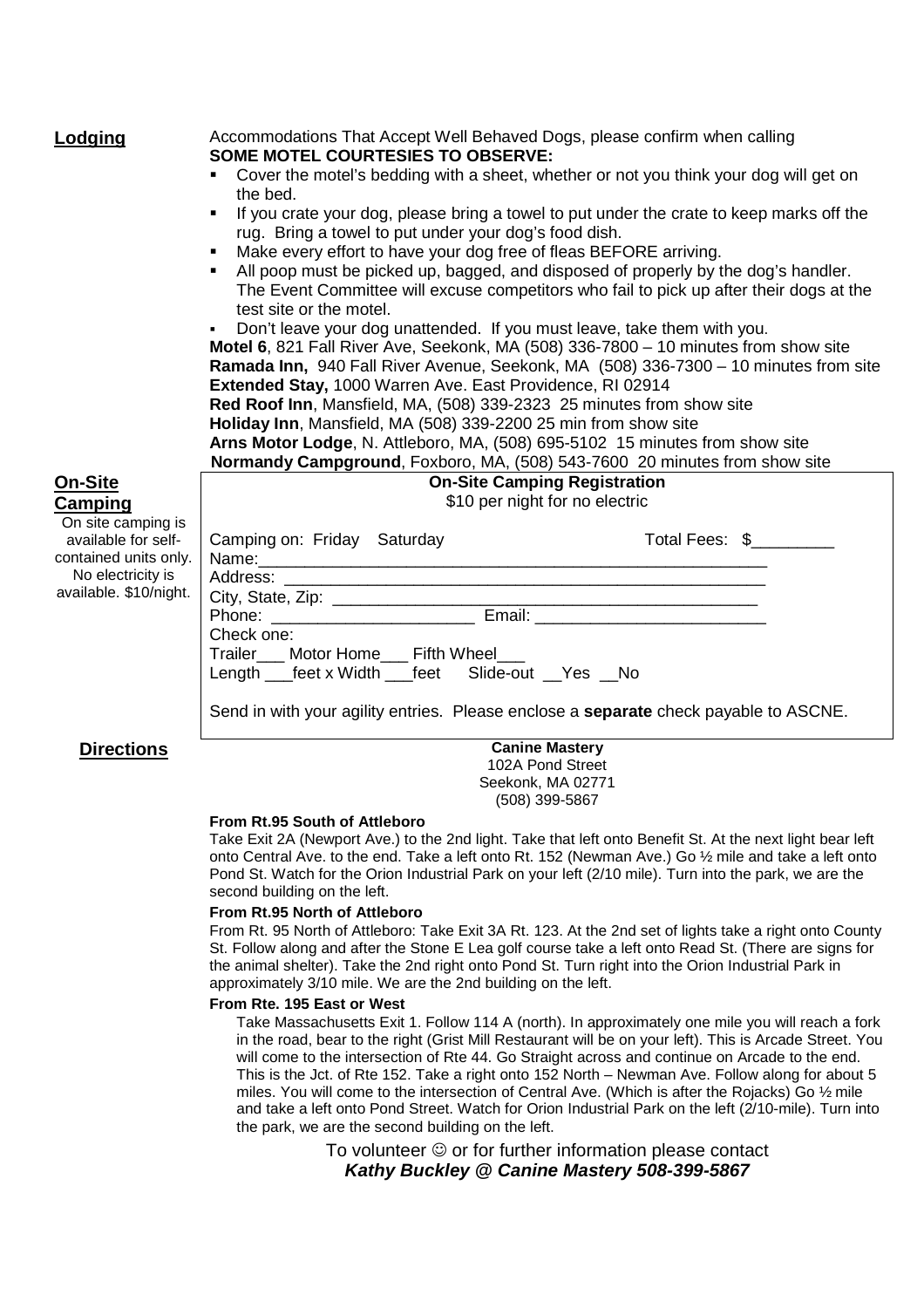## Lodging

Accommodations That Accept Well Behaved Dogs, please confirm when calling

**SOME MOTEL COURTESIES TO OBSERVE:**

- Cover the motel's bedding with a sheet, whether or not you think your dog will get on the bed.
- If you crate your dog, please bring a towel to put under the crate to keep marks off the rug. Bring a towel to put under your dog's food dish.
- Make every effort to have your dog free of fleas BEFORE arriving.
- All poop must be picked up, bagged, and disposed of properly by the dog's handler. The Event Committee will excuse competitors who fail to pick up after their dogs at the test site or the motel.
- Don't leave your dog unattended. If you must leave, take them with you.

**Motel 6**, 821 Fall River Ave, Seekonk, MA (508) 336-7800 – 10 minutes from show site
**Ramada Inn,** 940 Fall River Avenue, Seekonk, MA (508) 336-7300 – 10 minutes from site
**Extended Stay,** 1000 Warren Ave. East Providence, RI 02914
**Red Roof Inn**, Mansfield, MA, (508) 339-2323 25 minutes from show site
**Holiday Inn**, Mansfield, MA (508) 339-2200 25 min from show site
**Arns Motor Lodge**, N. Attleboro, MA, (508) 695-5102 15 minutes from show site
**Normandy Campground**, Foxboro, MA, (508) 543-7600 20 minutes from show site

## On-Site Camping

On site camping is available for self-contained units only. No electricity is available. $10/night.

**On-Site Camping Registration**

$10 per night for no electric

Camping on: Friday Saturday Total Fees: $_________

Name:_______________________________________________________

Address: _____________________________________________________

City, State, Zip: _______________________________________________

Phone: ______________________ Email: _________________________

Check one:

Trailer___ Motor Home___ Fifth Wheel___

Length ___feet x Width ___feet Slide-out __Yes __No

Send in with your agility entries. Please enclose a **separate** check payable to ASCNE.

## Directions

**Canine Mastery**
102A Pond Street
Seekonk, MA 02771
(508) 399-5867

**From Rt.95 South of Attleboro**

Take Exit 2A (Newport Ave.) to the 2nd light. Take that left onto Benefit St. At the next light bear left onto Central Ave. to the end. Take a left onto Rt. 152 (Newman Ave.) Go ½ mile and take a left onto Pond St. Watch for the Orion Industrial Park on your left (2/10 mile). Turn into the park, we are the second building on the left.

**From Rt.95 North of Attleboro**

From Rt. 95 North of Attleboro: Take Exit 3A Rt. 123. At the 2nd set of lights take a right onto County St. Follow along and after the Stone E Lea golf course take a left onto Read St. (There are signs for the animal shelter). Take the 2nd right onto Pond St. Turn right into the Orion Industrial Park in approximately 3/10 mile. We are the 2nd building on the left.

**From Rte. 195 East or West**

Take Massachusetts Exit 1. Follow 114 A (north). In approximately one mile you will reach a fork in the road, bear to the right (Grist Mill Restaurant will be on your left). This is Arcade Street. You will come to the intersection of Rte 44. Go Straight across and continue on Arcade to the end. This is the Jct. of Rte 152. Take a right onto 152 North – Newman Ave. Follow along for about 5 miles. You will come to the intersection of Central Ave. (Which is after the Rojacks) Go ½ mile and take a left onto Pond Street. Watch for Orion Industrial Park on the left (2/10-mile). Turn into the park, we are the second building on the left.

To volunteer ☺ or for further information please contact
***Kathy Buckley @ Canine Mastery 508-399-5867***